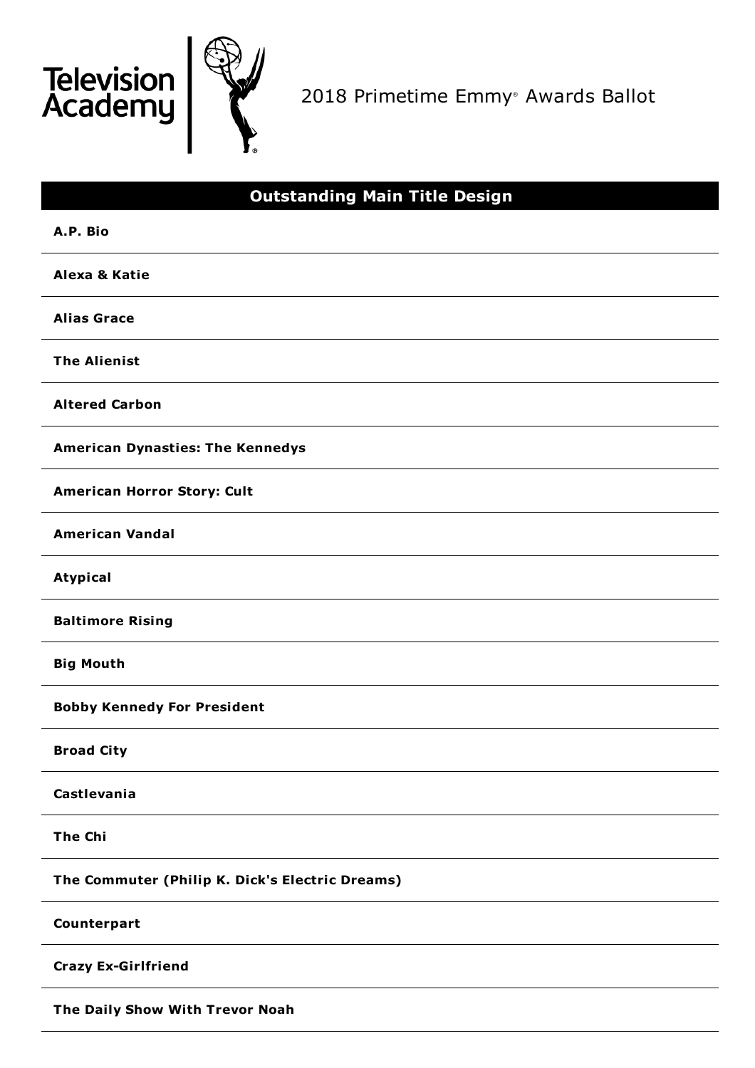Television Academy

# 2018 Primetime Emmy® Awards Ballot

## Outstanding Main Title Design

**A.P. Bio**

**Alexa & Katie**

**Alias Grace**

**The Alienist**

**Altered Carbon**

**American Dynasties: The Kennedys**

**American Horror Story: Cult**

**American Vandal**

**Atypical**

**Baltimore Rising**

**Big Mouth**

**Bobby Kennedy For President**

**Broad City**

**Castlevania**

**The Chi**

**The Commuter (Philip K. Dick's Electric Dreams)**

**Counterpart**

**Crazy Ex-Girlfriend**

**The Daily Show With Trevor Noah**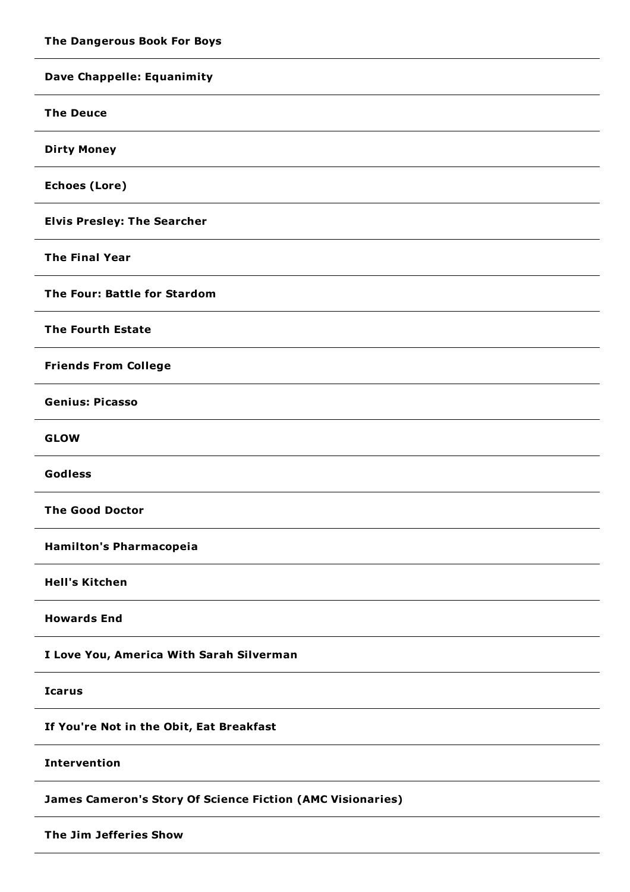**The Dangerous Book For Boys**

---

**Dave Chappelle: Equanimity**

---

**The Deuce**

---

**Dirty Money**

---

**Echoes (Lore)**

---

**Elvis Presley: The Searcher**

---

**The Final Year**

---

**The Four: Battle for Stardom**

---

**The Fourth Estate**

---

**Friends From College**

---

**Genius: Picasso**

---

**GLOW**

---

**Godless**

---

**The Good Doctor**

---

**Hamilton's Pharmacopeia**

---

**Hell's Kitchen**

---

**Howards End**

---

**I Love You, America With Sarah Silverman**

---

**Icarus**

---

**If You're Not in the Obit, Eat Breakfast**

---

**Intervention**

---

**James Cameron's Story Of Science Fiction (AMC Visionaries)**

---

**The Jim Jefferies Show**

---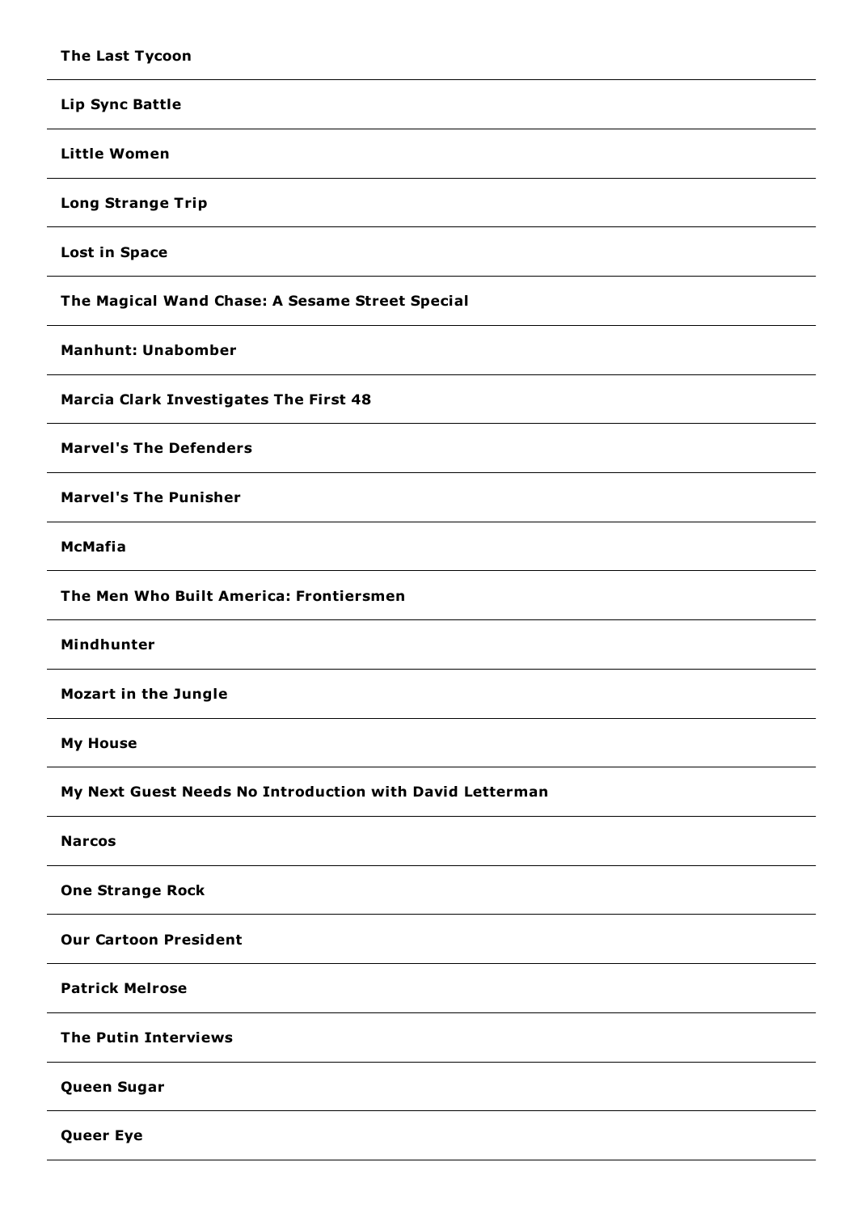**The Last Tycoon**

---

**Lip Sync Battle**

---

**Little Women**

---

**Long Strange Trip**

---

**Lost in Space**

---

**The Magical Wand Chase: A Sesame Street Special**

---

**Manhunt: Unabomber**

---

**Marcia Clark Investigates The First 48**

---

**Marvel's The Defenders**

---

**Marvel's The Punisher**

---

**McMafia**

---

**The Men Who Built America: Frontiersmen**

---

**Mindhunter**

---

**Mozart in the Jungle**

---

**My House**

---

**My Next Guest Needs No Introduction with David Letterman**

---

**Narcos**

---

**One Strange Rock**

---

**Our Cartoon President**

---

**Patrick Melrose**

---

**The Putin Interviews**

---

**Queen Sugar**

---

**Queer Eye**

---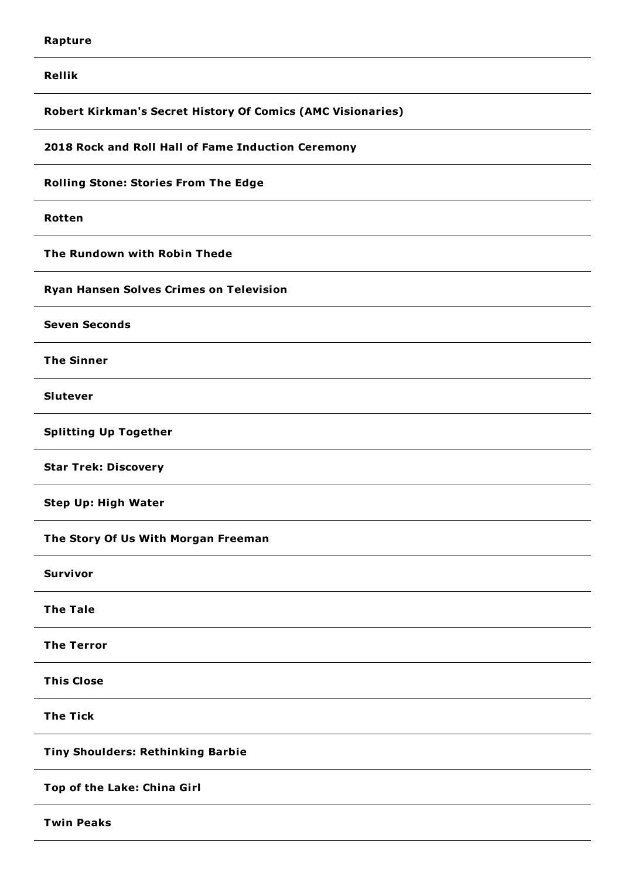**Rapture**

---

**Rellik**

---

**Robert Kirkman's Secret History Of Comics (AMC Visionaries)**

---

**2018 Rock and Roll Hall of Fame Induction Ceremony**

---

**Rolling Stone: Stories From The Edge**

---

**Rotten**

---

**The Rundown with Robin Thede**

---

**Ryan Hansen Solves Crimes on Television**

---

**Seven Seconds**

---

**The Sinner**

---

**Slutever**

---

**Splitting Up Together**

---

**Star Trek: Discovery**

---

**Step Up: High Water**

---

**The Story Of Us With Morgan Freeman**

---

**Survivor**

---

**The Tale**

---

**The Terror**

---

**This Close**

---

**The Tick**

---

**Tiny Shoulders: Rethinking Barbie**

---

**Top of the Lake: China Girl**

---

**Twin Peaks**

---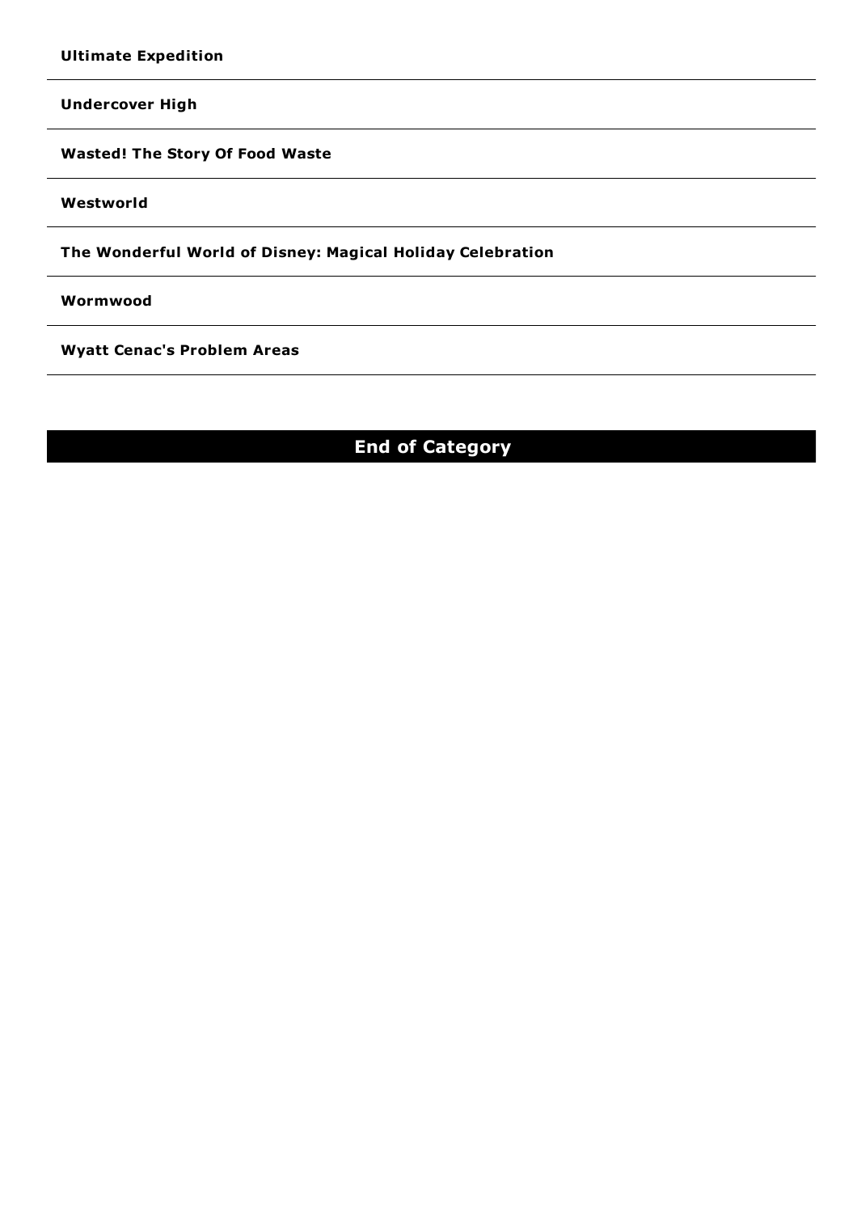**Ultimate Expedition**

---

**Undercover High**

---

**Wasted! The Story Of Food Waste**

---

**Westworld**

---

**The Wonderful World of Disney: Magical Holiday Celebration**

---

**Wormwood**

---

**Wyatt Cenac's Problem Areas**

---

## End of Category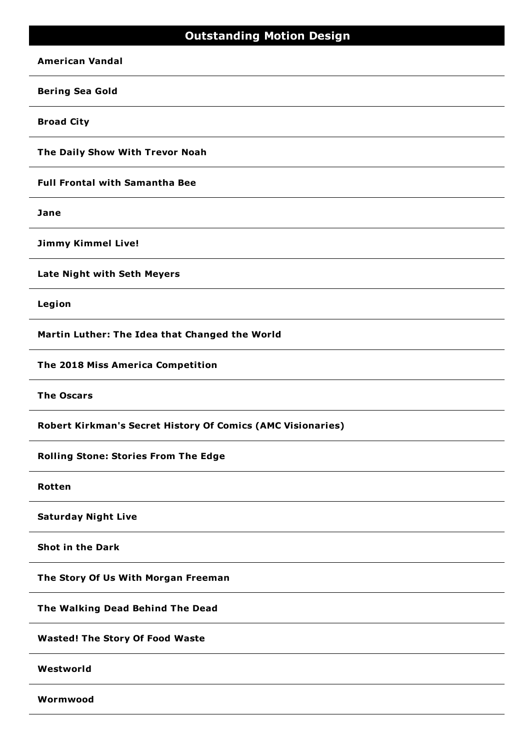## Outstanding Motion Design

**American Vandal**

**Bering Sea Gold**

**Broad City**

**The Daily Show With Trevor Noah**

**Full Frontal with Samantha Bee**

**Jane**

**Jimmy Kimmel Live!**

**Late Night with Seth Meyers**

**Legion**

**Martin Luther: The Idea that Changed the World**

**The 2018 Miss America Competition**

**The Oscars**

**Robert Kirkman's Secret History Of Comics (AMC Visionaries)**

**Rolling Stone: Stories From The Edge**

**Rotten**

**Saturday Night Live**

**Shot in the Dark**

**The Story Of Us With Morgan Freeman**

**The Walking Dead Behind The Dead**

**Wasted! The Story Of Food Waste**

**Westworld**

**Wormwood**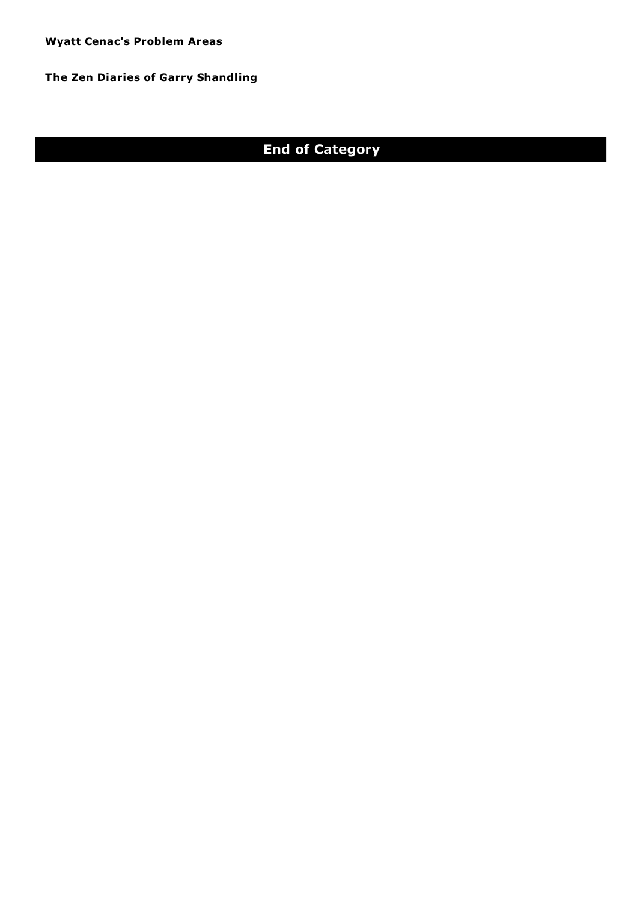**Wyatt Cenac's Problem Areas**

---

**The Zen Diaries of Garry Shandling**

---

## End of Category